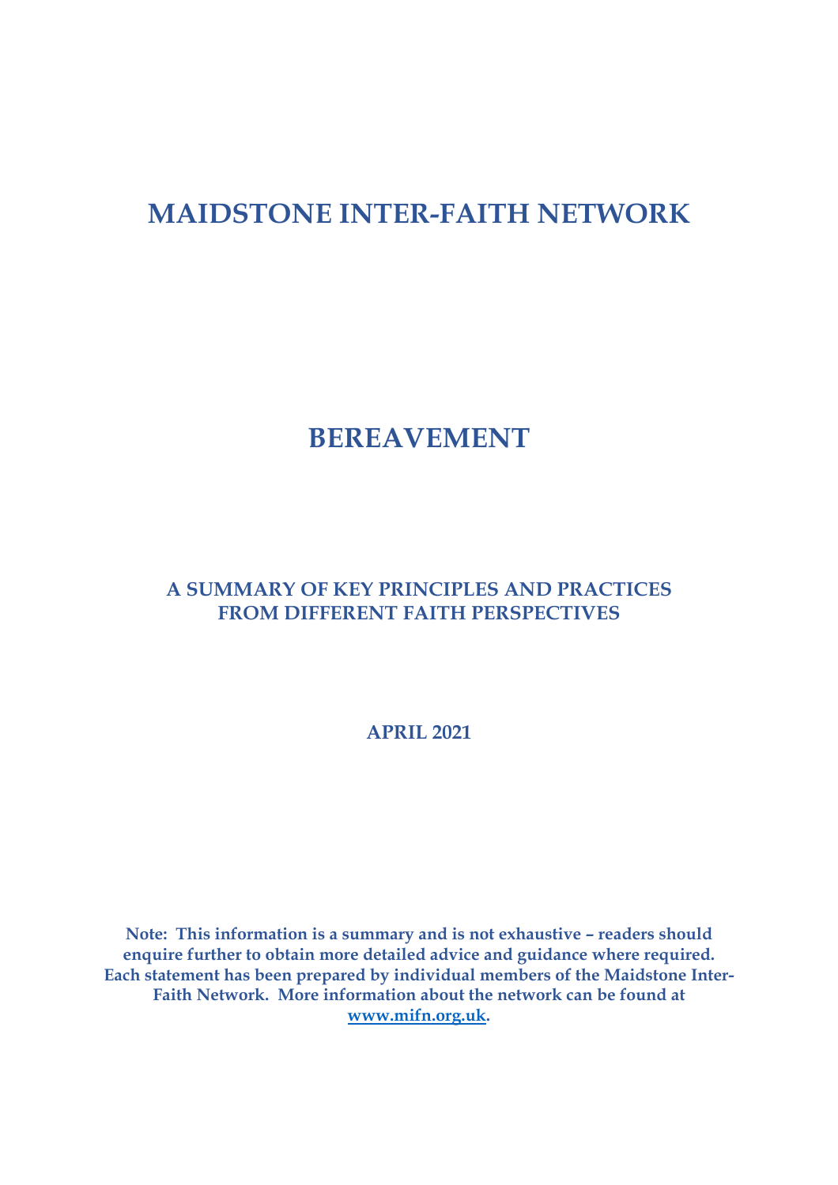# MAIDSTONE INTER-FAITH NETWORK

# BEREAVEMENT

## A SUMMARY OF KEY PRINCIPLES AND PRACTICES FROM DIFFERENT FAITH PERSPECTIVES

**APRIL 2021**

**Note: This information is a summary and is not exhaustive – readers should enquire further to obtain more detailed advice and guidance where required. Each statement has been prepared by individual members of the Maidstone Inter-Faith Network. More information about the network can be found at [www.mifn.org.uk](http://www.mifn.org.uk).**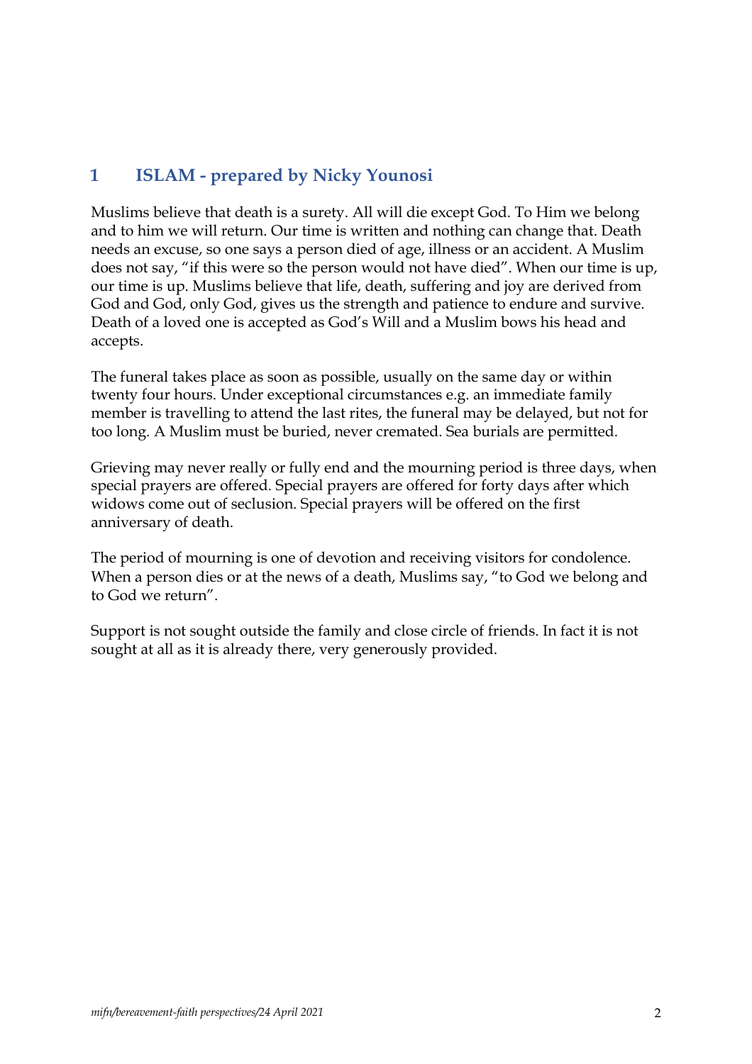# 1 ISLAM - prepared by Nicky Younosi

Muslims believe that death is a surety. All will die except God. To Him we belong and to him we will return. Our time is written and nothing can change that. Death needs an excuse, so one says a person died of age, illness or an accident. A Muslim does not say, "if this were so the person would not have died". When our time is up, our time is up. Muslims believe that life, death, suffering and joy are derived from God and God, only God, gives us the strength and patience to endure and survive. Death of a loved one is accepted as God's Will and a Muslim bows his head and accepts.

The funeral takes place as soon as possible, usually on the same day or within twenty four hours. Under exceptional circumstances e.g. an immediate family member is travelling to attend the last rites, the funeral may be delayed, but not for too long. A Muslim must be buried, never cremated. Sea burials are permitted.

Grieving may never really or fully end and the mourning period is three days, when special prayers are offered. Special prayers are offered for forty days after which widows come out of seclusion. Special prayers will be offered on the first anniversary of death.

The period of mourning is one of devotion and receiving visitors for condolence. When a person dies or at the news of a death, Muslims say, "to God we belong and to God we return".

Support is not sought outside the family and close circle of friends. In fact it is not sought at all as it is already there, very generously provided.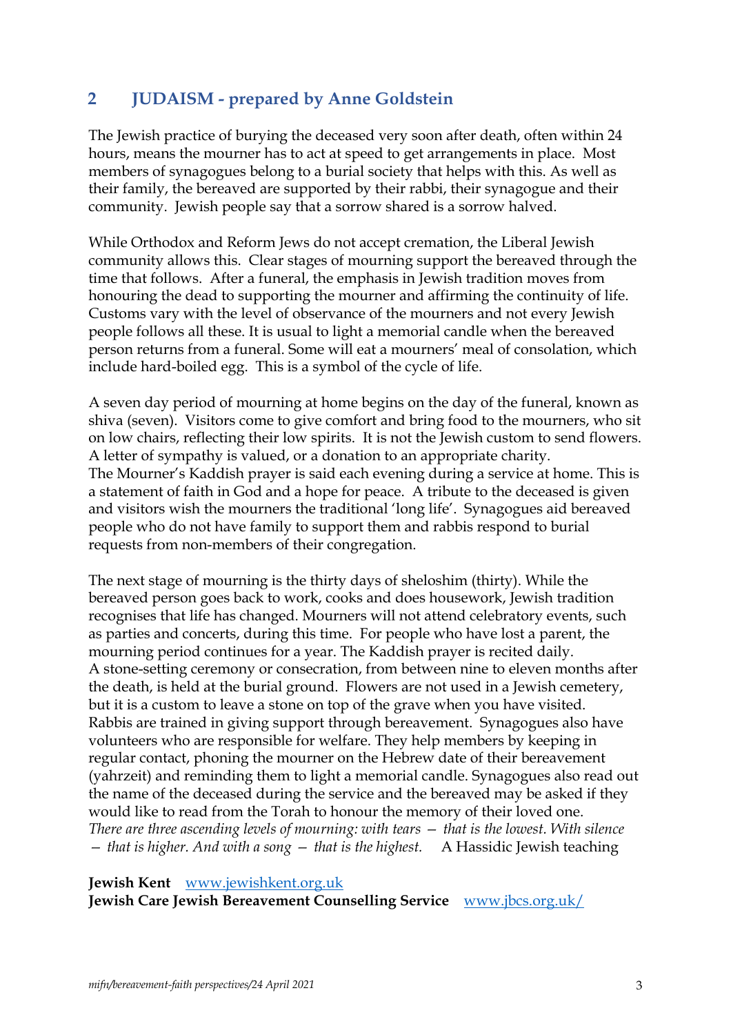## 2 JUDAISM - prepared by Anne Goldstein

The Jewish practice of burying the deceased very soon after death, often within 24 hours, means the mourner has to act at speed to get arrangements in place. Most members of synagogues belong to a burial society that helps with this. As well as their family, the bereaved are supported by their rabbi, their synagogue and their community. Jewish people say that a sorrow shared is a sorrow halved.

While Orthodox and Reform Jews do not accept cremation, the Liberal Jewish community allows this. Clear stages of mourning support the bereaved through the time that follows. After a funeral, the emphasis in Jewish tradition moves from honouring the dead to supporting the mourner and affirming the continuity of life. Customs vary with the level of observance of the mourners and not every Jewish people follows all these. It is usual to light a memorial candle when the bereaved person returns from a funeral. Some will eat a mourners' meal of consolation, which include hard-boiled egg. This is a symbol of the cycle of life.

A seven day period of mourning at home begins on the day of the funeral, known as shiva (seven). Visitors come to give comfort and bring food to the mourners, who sit on low chairs, reflecting their low spirits. It is not the Jewish custom to send flowers. A letter of sympathy is valued, or a donation to an appropriate charity.
The Mourner's Kaddish prayer is said each evening during a service at home. This is a statement of faith in God and a hope for peace. A tribute to the deceased is given and visitors wish the mourners the traditional 'long life'. Synagogues aid bereaved people who do not have family to support them and rabbis respond to burial requests from non-members of their congregation.

The next stage of mourning is the thirty days of sheloshim (thirty). While the bereaved person goes back to work, cooks and does housework, Jewish tradition recognises that life has changed. Mourners will not attend celebratory events, such as parties and concerts, during this time. For people who have lost a parent, the mourning period continues for a year. The Kaddish prayer is recited daily.
A stone-setting ceremony or consecration, from between nine to eleven months after the death, is held at the burial ground. Flowers are not used in a Jewish cemetery, but it is a custom to leave a stone on top of the grave when you have visited.
Rabbis are trained in giving support through bereavement. Synagogues also have volunteers who are responsible for welfare. They help members by keeping in regular contact, phoning the mourner on the Hebrew date of their bereavement (yahrzeit) and reminding them to light a memorial candle. Synagogues also read out the name of the deceased during the service and the bereaved may be asked if they would like to read from the Torah to honour the memory of their loved one.
*There are three ascending levels of mourning: with tears – that is the lowest. With silence – that is higher. And with a song – that is the highest.* A Hassidic Jewish teaching

**Jewish Kent** [www.jewishkent.org.uk](www.jewishkent.org.uk)
**Jewish Care Jewish Bereavement Counselling Service** [www.jbcs.org.uk/](www.jbcs.org.uk/)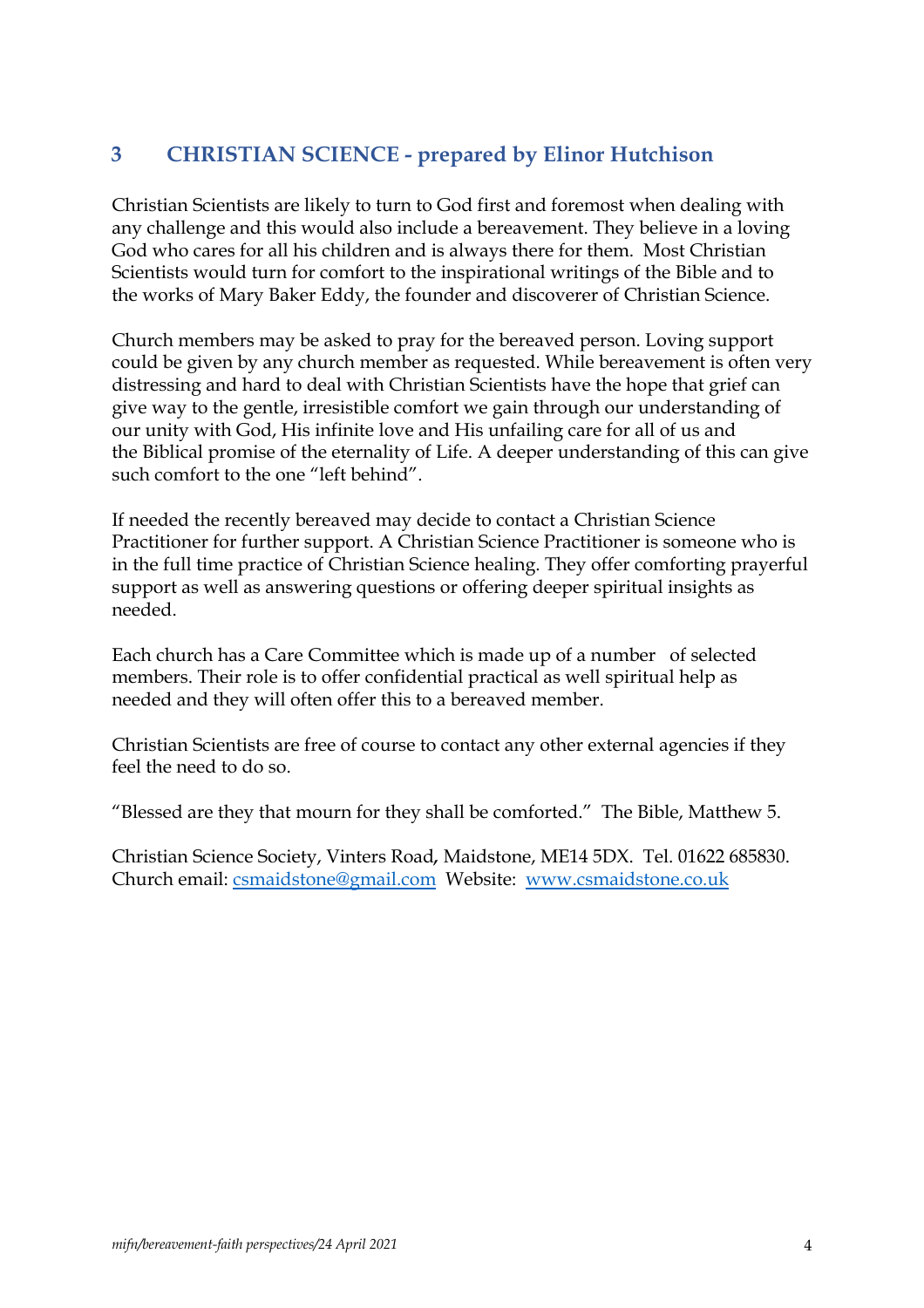## 3 CHRISTIAN SCIENCE - prepared by Elinor Hutchison

Christian Scientists are likely to turn to God first and foremost when dealing with any challenge and this would also include a bereavement. They believe in a loving God who cares for all his children and is always there for them. Most Christian Scientists would turn for comfort to the inspirational writings of the Bible and to the works of Mary Baker Eddy, the founder and discoverer of Christian Science.

Church members may be asked to pray for the bereaved person. Loving support could be given by any church member as requested. While bereavement is often very distressing and hard to deal with Christian Scientists have the hope that grief can give way to the gentle, irresistible comfort we gain through our understanding of our unity with God, His infinite love and His unfailing care for all of us and the Biblical promise of the eternality of Life. A deeper understanding of this can give such comfort to the one "left behind".

If needed the recently bereaved may decide to contact a Christian Science Practitioner for further support. A Christian Science Practitioner is someone who is in the full time practice of Christian Science healing. They offer comforting prayerful support as well as answering questions or offering deeper spiritual insights as needed.

Each church has a Care Committee which is made up of a number of selected members. Their role is to offer confidential practical as well spiritual help as needed and they will often offer this to a bereaved member.

Christian Scientists are free of course to contact any other external agencies if they feel the need to do so.

"Blessed are they that mourn for they shall be comforted." The Bible, Matthew 5.

Christian Science Society, Vinters Road, Maidstone, ME14 5DX. Tel. 01622 685830. Church email: csmaidstone@gmail.com Website: www.csmaidstone.co.uk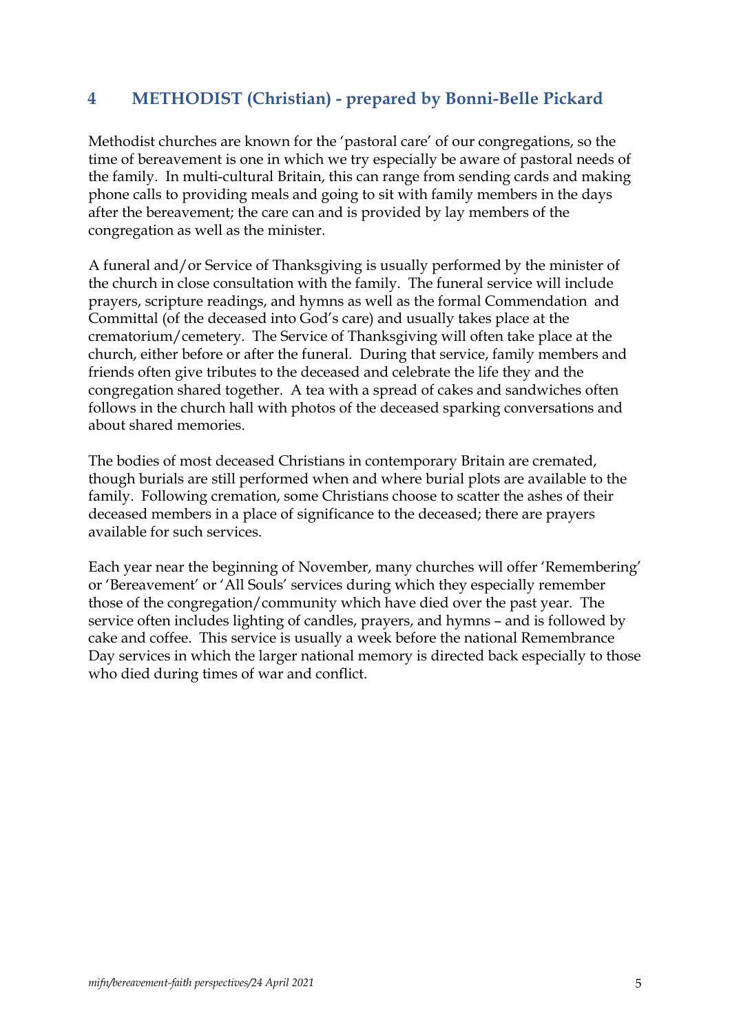## 4 METHODIST (Christian) - prepared by Bonni-Belle Pickard

Methodist churches are known for the 'pastoral care' of our congregations, so the time of bereavement is one in which we try especially be aware of pastoral needs of the family. In multi-cultural Britain, this can range from sending cards and making phone calls to providing meals and going to sit with family members in the days after the bereavement; the care can and is provided by lay members of the congregation as well as the minister.

A funeral and/or Service of Thanksgiving is usually performed by the minister of the church in close consultation with the family. The funeral service will include prayers, scripture readings, and hymns as well as the formal Commendation and Committal (of the deceased into God's care) and usually takes place at the crematorium/cemetery. The Service of Thanksgiving will often take place at the church, either before or after the funeral. During that service, family members and friends often give tributes to the deceased and celebrate the life they and the congregation shared together. A tea with a spread of cakes and sandwiches often follows in the church hall with photos of the deceased sparking conversations and about shared memories.

The bodies of most deceased Christians in contemporary Britain are cremated, though burials are still performed when and where burial plots are available to the family. Following cremation, some Christians choose to scatter the ashes of their deceased members in a place of significance to the deceased; there are prayers available for such services.

Each year near the beginning of November, many churches will offer 'Remembering' or 'Bereavement' or 'All Souls' services during which they especially remember those of the congregation/community which have died over the past year. The service often includes lighting of candles, prayers, and hymns – and is followed by cake and coffee. This service is usually a week before the national Remembrance Day services in which the larger national memory is directed back especially to those who died during times of war and conflict.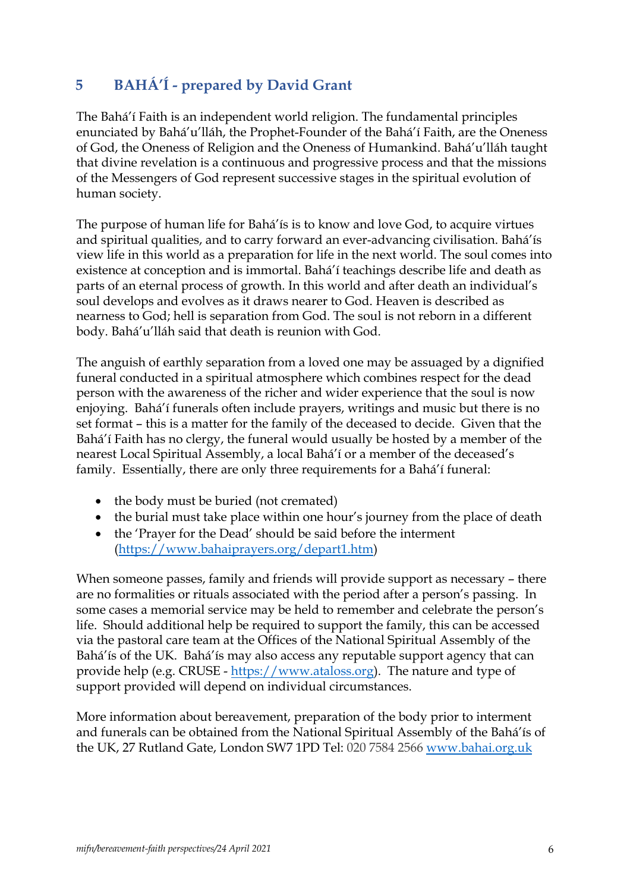## 5 BAHÁ'Í - prepared by David Grant

The Bahá'í Faith is an independent world religion. The fundamental principles enunciated by Bahá'u'lláh, the Prophet-Founder of the Bahá'í Faith, are the Oneness of God, the Oneness of Religion and the Oneness of Humankind. Bahá'u'lláh taught that divine revelation is a continuous and progressive process and that the missions of the Messengers of God represent successive stages in the spiritual evolution of human society.

The purpose of human life for Bahá'ís is to know and love God, to acquire virtues and spiritual qualities, and to carry forward an ever-advancing civilisation. Bahá'ís view life in this world as a preparation for life in the next world. The soul comes into existence at conception and is immortal. Bahá'í teachings describe life and death as parts of an eternal process of growth. In this world and after death an individual's soul develops and evolves as it draws nearer to God. Heaven is described as nearness to God; hell is separation from God. The soul is not reborn in a different body. Bahá'u'lláh said that death is reunion with God.

The anguish of earthly separation from a loved one may be assuaged by a dignified funeral conducted in a spiritual atmosphere which combines respect for the dead person with the awareness of the richer and wider experience that the soul is now enjoying. Bahá'í funerals often include prayers, writings and music but there is no set format – this is a matter for the family of the deceased to decide. Given that the Bahá'í Faith has no clergy, the funeral would usually be hosted by a member of the nearest Local Spiritual Assembly, a local Bahá'í or a member of the deceased's family. Essentially, there are only three requirements for a Bahá'í funeral:

- the body must be buried (not cremated)
- the burial must take place within one hour's journey from the place of death
- the 'Prayer for the Dead' should be said before the interment (https://www.bahaiprayers.org/depart1.htm)

When someone passes, family and friends will provide support as necessary – there are no formalities or rituals associated with the period after a person's passing. In some cases a memorial service may be held to remember and celebrate the person's life. Should additional help be required to support the family, this can be accessed via the pastoral care team at the Offices of the National Spiritual Assembly of the Bahá'ís of the UK. Bahá'ís may also access any reputable support agency that can provide help (e.g. CRUSE - https://www.ataloss.org). The nature and type of support provided will depend on individual circumstances.

More information about bereavement, preparation of the body prior to interment and funerals can be obtained from the National Spiritual Assembly of the Bahá'ís of the UK, 27 Rutland Gate, London SW7 1PD Tel: 020 7584 2566 www.bahai.org.uk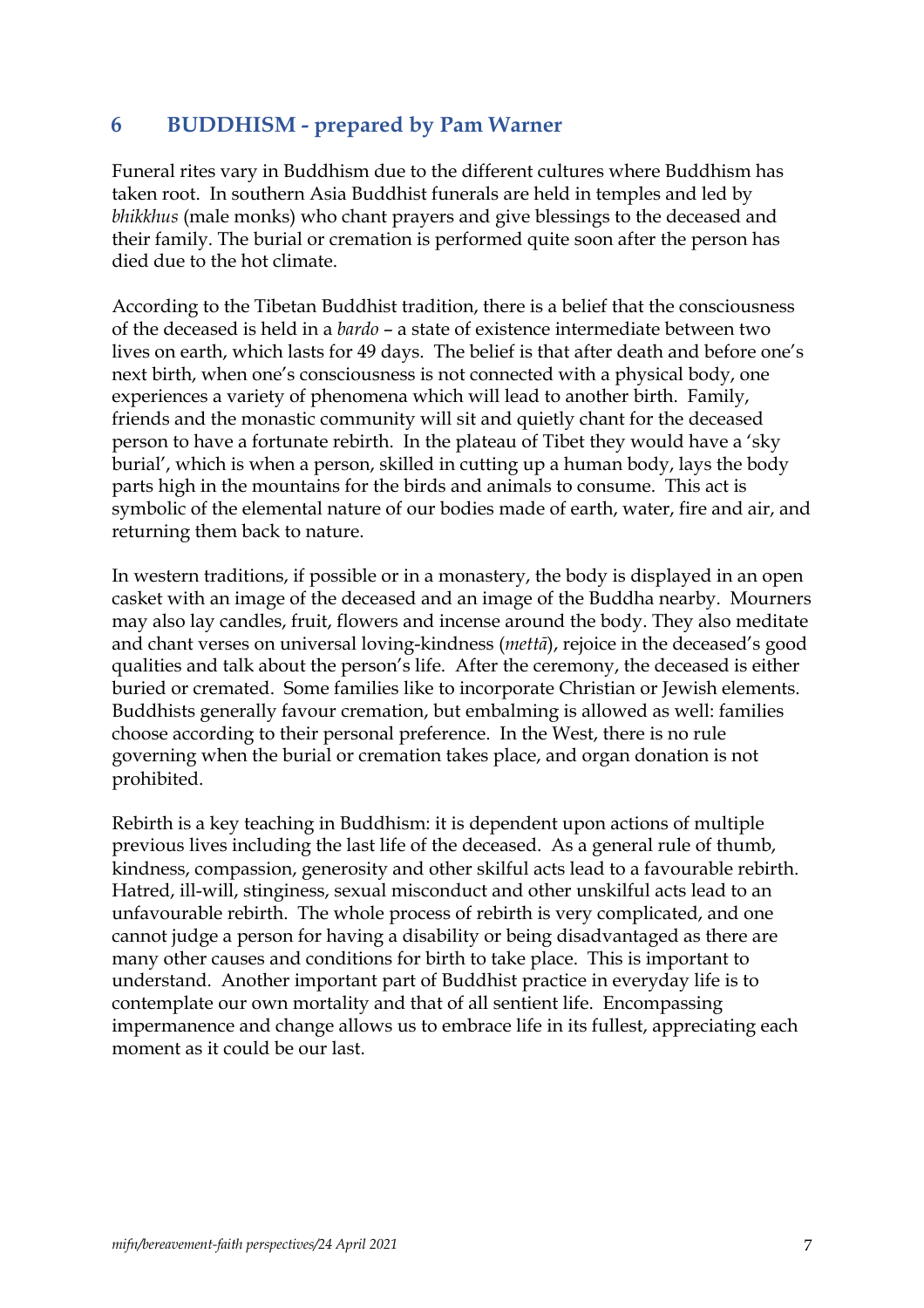## 6 BUDDHISM - prepared by Pam Warner

Funeral rites vary in Buddhism due to the different cultures where Buddhism has taken root. In southern Asia Buddhist funerals are held in temples and led by *bhikkhus* (male monks) who chant prayers and give blessings to the deceased and their family. The burial or cremation is performed quite soon after the person has died due to the hot climate.

According to the Tibetan Buddhist tradition, there is a belief that the consciousness of the deceased is held in a *bardo* – a state of existence intermediate between two lives on earth, which lasts for 49 days. The belief is that after death and before one's next birth, when one's consciousness is not connected with a physical body, one experiences a variety of phenomena which will lead to another birth. Family, friends and the monastic community will sit and quietly chant for the deceased person to have a fortunate rebirth. In the plateau of Tibet they would have a 'sky burial', which is when a person, skilled in cutting up a human body, lays the body parts high in the mountains for the birds and animals to consume. This act is symbolic of the elemental nature of our bodies made of earth, water, fire and air, and returning them back to nature.

In western traditions, if possible or in a monastery, the body is displayed in an open casket with an image of the deceased and an image of the Buddha nearby. Mourners may also lay candles, fruit, flowers and incense around the body. They also meditate and chant verses on universal loving-kindness (*mettā*), rejoice in the deceased's good qualities and talk about the person's life. After the ceremony, the deceased is either buried or cremated. Some families like to incorporate Christian or Jewish elements. Buddhists generally favour cremation, but embalming is allowed as well: families choose according to their personal preference. In the West, there is no rule governing when the burial or cremation takes place, and organ donation is not prohibited.

Rebirth is a key teaching in Buddhism: it is dependent upon actions of multiple previous lives including the last life of the deceased. As a general rule of thumb, kindness, compassion, generosity and other skilful acts lead to a favourable rebirth. Hatred, ill-will, stinginess, sexual misconduct and other unskilful acts lead to an unfavourable rebirth. The whole process of rebirth is very complicated, and one cannot judge a person for having a disability or being disadvantaged as there are many other causes and conditions for birth to take place. This is important to understand. Another important part of Buddhist practice in everyday life is to contemplate our own mortality and that of all sentient life. Encompassing impermanence and change allows us to embrace life in its fullest, appreciating each moment as it could be our last.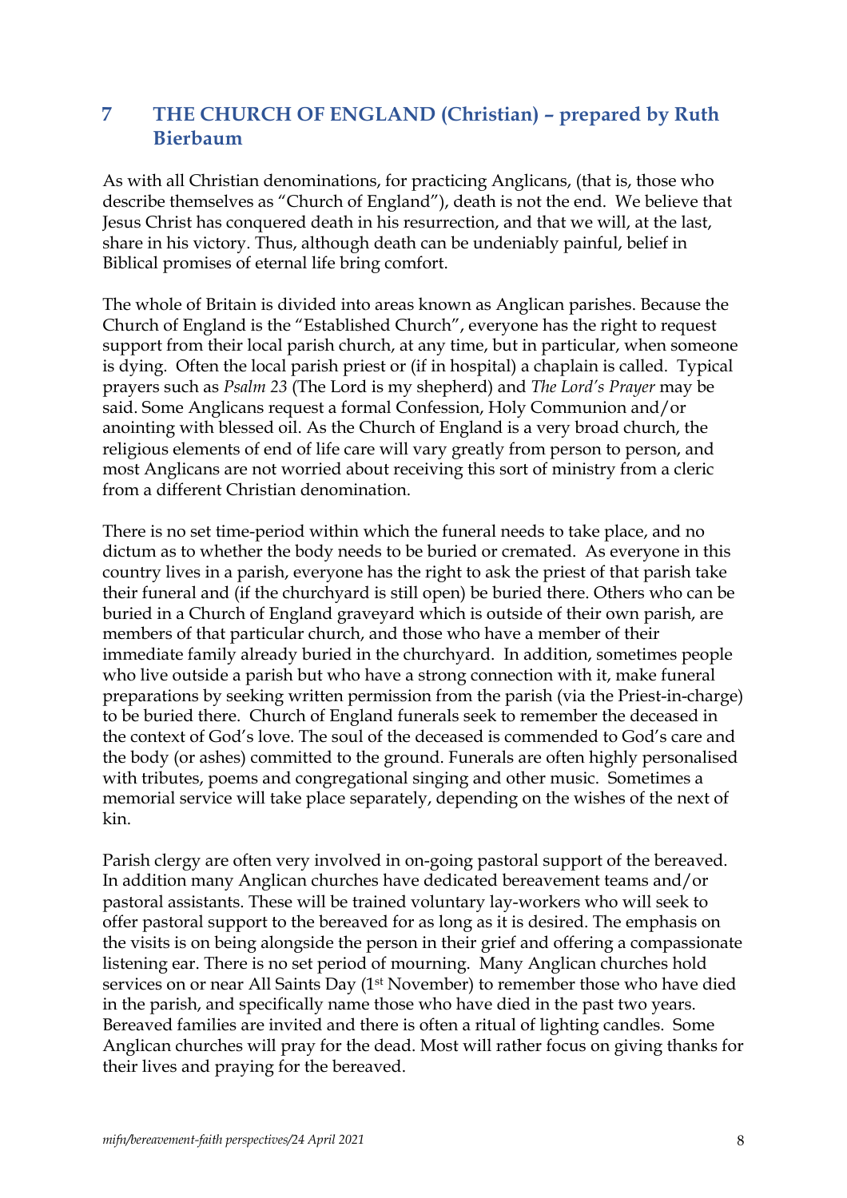## 7 THE CHURCH OF ENGLAND (Christian) – prepared by Ruth Bierbaum

As with all Christian denominations, for practicing Anglicans, (that is, those who describe themselves as "Church of England"), death is not the end. We believe that Jesus Christ has conquered death in his resurrection, and that we will, at the last, share in his victory. Thus, although death can be undeniably painful, belief in Biblical promises of eternal life bring comfort.

The whole of Britain is divided into areas known as Anglican parishes. Because the Church of England is the "Established Church", everyone has the right to request support from their local parish church, at any time, but in particular, when someone is dying. Often the local parish priest or (if in hospital) a chaplain is called. Typical prayers such as *Psalm 23* (The Lord is my shepherd) and *The Lord's Prayer* may be said. Some Anglicans request a formal Confession, Holy Communion and/or anointing with blessed oil. As the Church of England is a very broad church, the religious elements of end of life care will vary greatly from person to person, and most Anglicans are not worried about receiving this sort of ministry from a cleric from a different Christian denomination.

There is no set time-period within which the funeral needs to take place, and no dictum as to whether the body needs to be buried or cremated. As everyone in this country lives in a parish, everyone has the right to ask the priest of that parish take their funeral and (if the churchyard is still open) be buried there. Others who can be buried in a Church of England graveyard which is outside of their own parish, are members of that particular church, and those who have a member of their immediate family already buried in the churchyard. In addition, sometimes people who live outside a parish but who have a strong connection with it, make funeral preparations by seeking written permission from the parish (via the Priest-in-charge) to be buried there. Church of England funerals seek to remember the deceased in the context of God's love. The soul of the deceased is commended to God's care and the body (or ashes) committed to the ground. Funerals are often highly personalised with tributes, poems and congregational singing and other music. Sometimes a memorial service will take place separately, depending on the wishes of the next of kin.

Parish clergy are often very involved in on-going pastoral support of the bereaved. In addition many Anglican churches have dedicated bereavement teams and/or pastoral assistants. These will be trained voluntary lay-workers who will seek to offer pastoral support to the bereaved for as long as it is desired. The emphasis on the visits is on being alongside the person in their grief and offering a compassionate listening ear. There is no set period of mourning. Many Anglican churches hold services on or near All Saints Day (1st November) to remember those who have died in the parish, and specifically name those who have died in the past two years. Bereaved families are invited and there is often a ritual of lighting candles. Some Anglican churches will pray for the dead. Most will rather focus on giving thanks for their lives and praying for the bereaved.